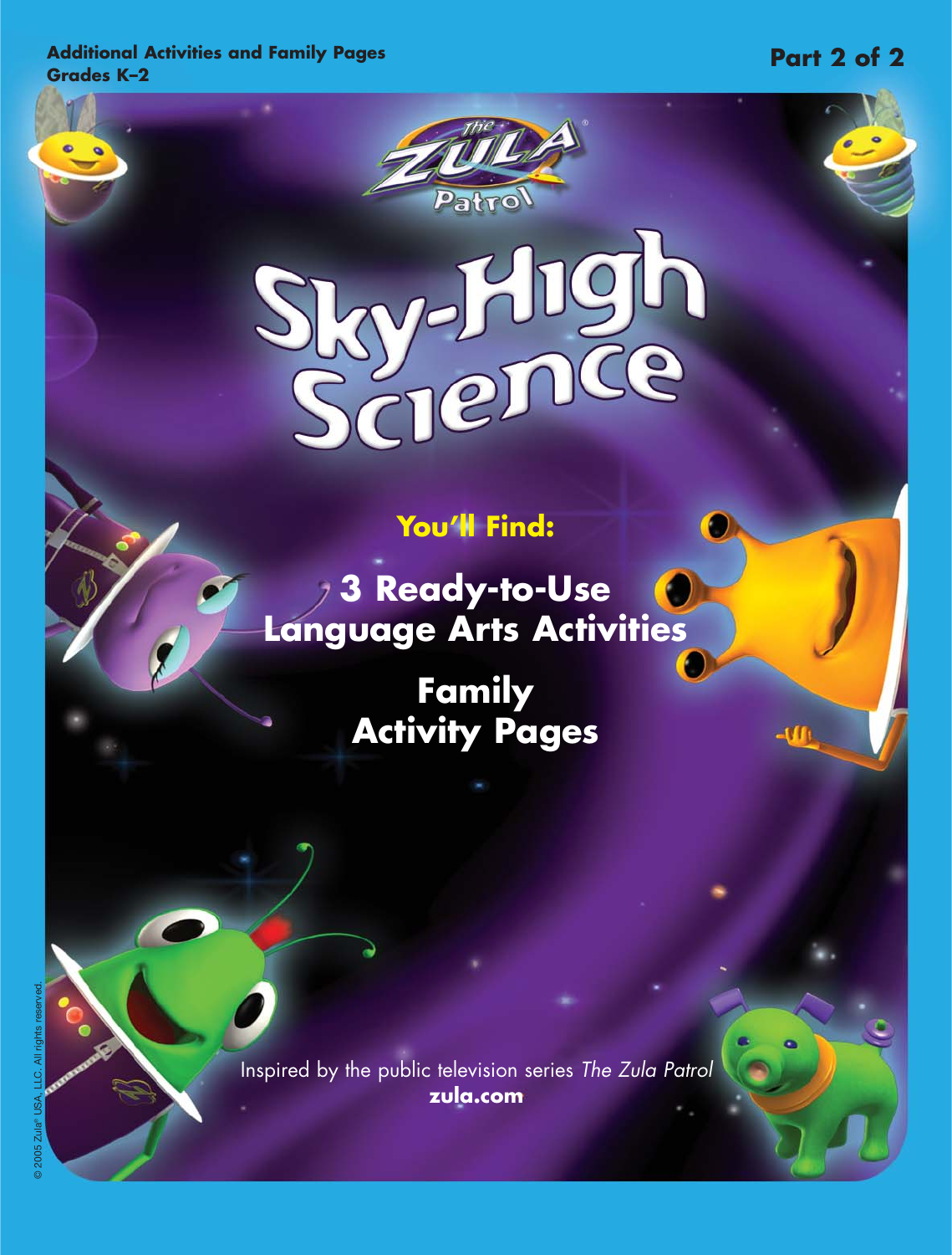**Additional Activities and Family Pages**
**Grades K–2**

**Part 2 of 2**

The Zula Patrol

# Sky-High Science

**You'll Find:**

**3 Ready-to-Use Language Arts Activities**

**Family Activity Pages**

Inspired by the public television series *The Zula Patrol*
**zula.com**

© 2005 Zula® USA, LLC. All rights reserved.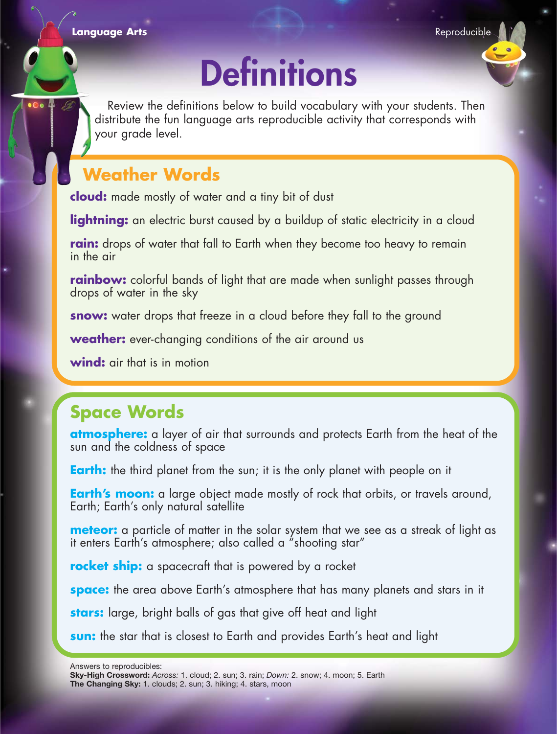Language Arts

Reproducible

# Definitions

Review the definitions below to build vocabulary with your students. Then distribute the fun language arts reproducible activity that corresponds with your grade level.

## Weather Words

**cloud:** made mostly of water and a tiny bit of dust

**lightning:** an electric burst caused by a buildup of static electricity in a cloud

**rain:** drops of water that fall to Earth when they become too heavy to remain in the air

**rainbow:** colorful bands of light that are made when sunlight passes through drops of water in the sky

**snow:** water drops that freeze in a cloud before they fall to the ground

**weather:** ever-changing conditions of the air around us

**wind:** air that is in motion

## Space Words

**atmosphere:** a layer of air that surrounds and protects Earth from the heat of the sun and the coldness of space

**Earth:** the third planet from the sun; it is the only planet with people on it

**Earth's moon:** a large object made mostly of rock that orbits, or travels around, Earth; Earth's only natural satellite

**meteor:** a particle of matter in the solar system that we see as a streak of light as it enters Earth's atmosphere; also called a "shooting star"

**rocket ship:** a spacecraft that is powered by a rocket

**space:** the area above Earth's atmosphere that has many planets and stars in it

**stars:** large, bright balls of gas that give off heat and light

**sun:** the star that is closest to Earth and provides Earth's heat and light

Answers to reproducibles:
**Sky-High Crossword:** *Across:* 1. cloud; 2. sun; 3. rain; *Down:* 2. snow; 4. moon; 5. Earth
**The Changing Sky:** 1. clouds; 2. sun; 3. hiking; 4. stars, moon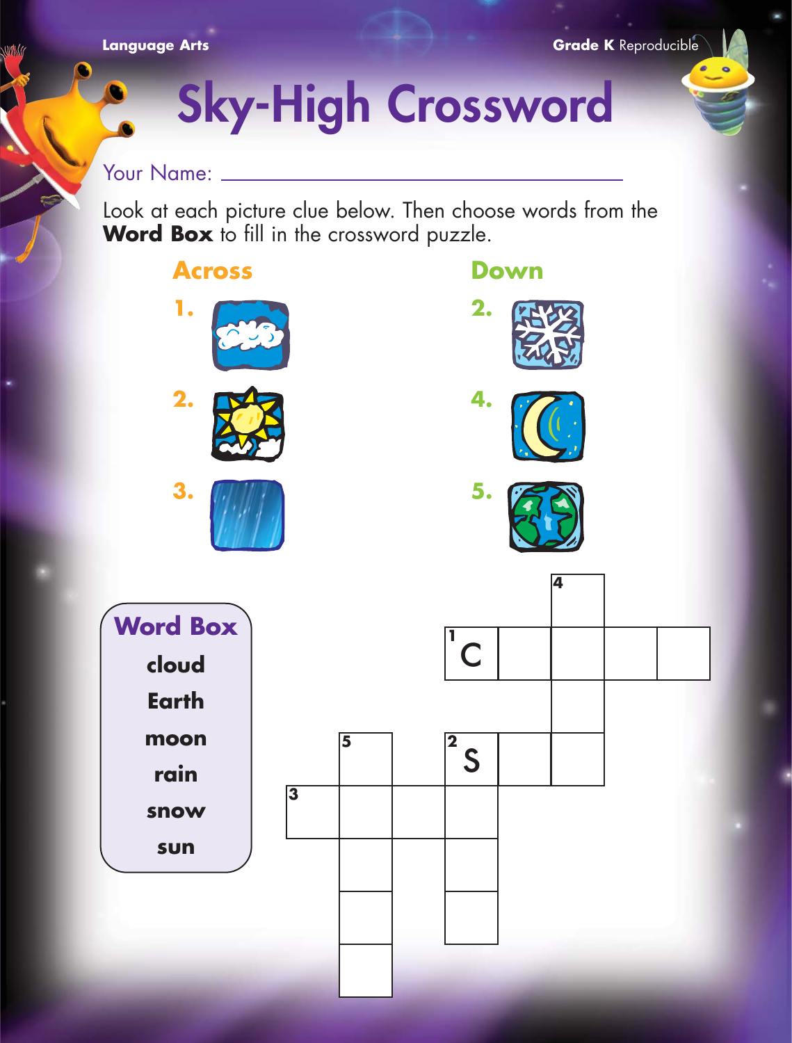Language Arts

Grade K Reproducible

# Sky-High Crossword

Your Name: ______________________________

Look at each picture clue below. Then choose words from the **Word Box** to fill in the crossword puzzle.

## Across

1.

2.

3.

## Down

2.

4.

5.

### Word Box

- cloud
- Earth
- moon
- rain
- snow
- sun

1 C

2 S

3

4

5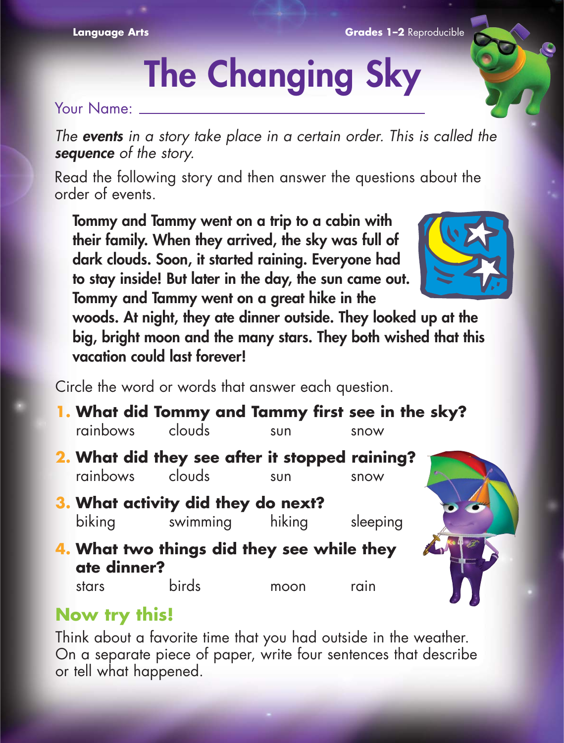Language Arts

Grades 1–2 Reproducible

# The Changing Sky

Your Name: ______________________________

*The **events** in a story take place in a certain order. This is called the **sequence** of the story.*

Read the following story and then answer the questions about the order of events.

**Tommy and Tammy went on a trip to a cabin with their family. When they arrived, the sky was full of dark clouds. Soon, it started raining. Everyone had to stay inside! But later in the day, the sun came out. Tommy and Tammy went on a great hike in the woods. At night, they ate dinner outside. They looked up at the big, bright moon and the many stars. They both wished that this vacation could last forever!**

Circle the word or words that answer each question.

1. **What did Tommy and Tammy first see in the sky?**
   rainbows clouds sun snow

2. **What did they see after it stopped raining?**
   rainbows clouds sun snow

3. **What activity did they do next?**
   biking swimming hiking sleeping

4. **What two things did they see while they ate dinner?**
   stars birds moon rain

## Now try this!

Think about a favorite time that you had outside in the weather. On a separate piece of paper, write four sentences that describe or tell what happened.